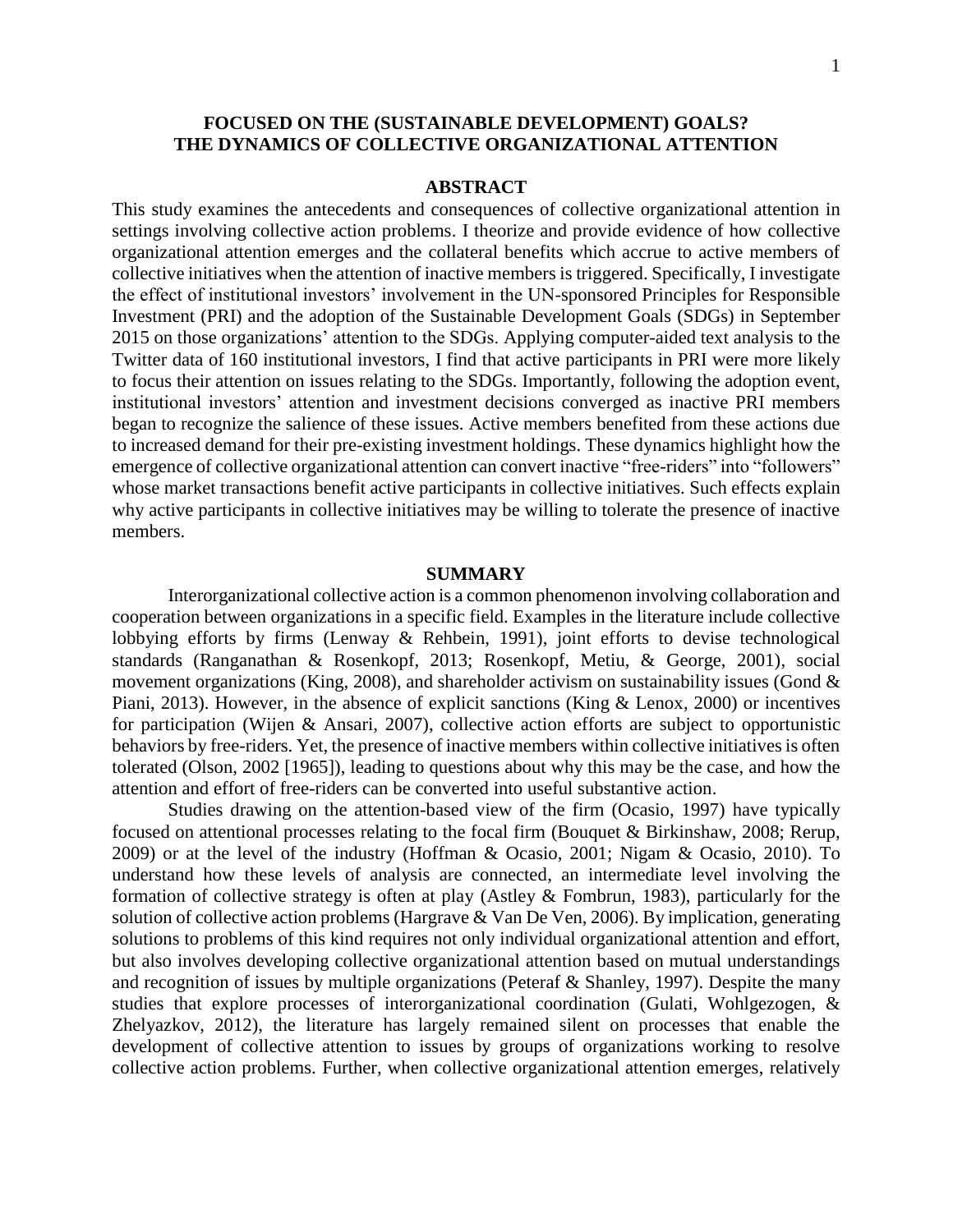# FOCUSED ON THE (SUSTAINABLE DEVELOPMENT) GOALS? THE DYNAMICS OF COLLECTIVE ORGANIZATIONAL ATTENTION

## ABSTRACT

This study examines the antecedents and consequences of collective organizational attention in settings involving collective action problems. I theorize and provide evidence of how collective organizational attention emerges and the collateral benefits which accrue to active members of collective initiatives when the attention of inactive members is triggered. Specifically, I investigate the effect of institutional investors' involvement in the UN-sponsored Principles for Responsible Investment (PRI) and the adoption of the Sustainable Development Goals (SDGs) in September 2015 on those organizations' attention to the SDGs. Applying computer-aided text analysis to the Twitter data of 160 institutional investors, I find that active participants in PRI were more likely to focus their attention on issues relating to the SDGs. Importantly, following the adoption event, institutional investors' attention and investment decisions converged as inactive PRI members began to recognize the salience of these issues. Active members benefited from these actions due to increased demand for their pre-existing investment holdings. These dynamics highlight how the emergence of collective organizational attention can convert inactive "free-riders" into "followers" whose market transactions benefit active participants in collective initiatives. Such effects explain why active participants in collective initiatives may be willing to tolerate the presence of inactive members.

## SUMMARY

Interorganizational collective action is a common phenomenon involving collaboration and cooperation between organizations in a specific field. Examples in the literature include collective lobbying efforts by firms (Lenway & Rehbein, 1991), joint efforts to devise technological standards (Ranganathan & Rosenkopf, 2013; Rosenkopf, Metiu, & George, 2001), social movement organizations (King, 2008), and shareholder activism on sustainability issues (Gond & Piani, 2013). However, in the absence of explicit sanctions (King & Lenox, 2000) or incentives for participation (Wijen & Ansari, 2007), collective action efforts are subject to opportunistic behaviors by free-riders. Yet, the presence of inactive members within collective initiatives is often tolerated (Olson, 2002 [1965]), leading to questions about why this may be the case, and how the attention and effort of free-riders can be converted into useful substantive action.

Studies drawing on the attention-based view of the firm (Ocasio, 1997) have typically focused on attentional processes relating to the focal firm (Bouquet & Birkinshaw, 2008; Rerup, 2009) or at the level of the industry (Hoffman & Ocasio, 2001; Nigam & Ocasio, 2010). To understand how these levels of analysis are connected, an intermediate level involving the formation of collective strategy is often at play (Astley & Fombrun, 1983), particularly for the solution of collective action problems (Hargrave & Van De Ven, 2006). By implication, generating solutions to problems of this kind requires not only individual organizational attention and effort, but also involves developing collective organizational attention based on mutual understandings and recognition of issues by multiple organizations (Peteraf & Shanley, 1997). Despite the many studies that explore processes of interorganizational coordination (Gulati, Wohlgezogen, & Zhelyazkov, 2012), the literature has largely remained silent on processes that enable the development of collective attention to issues by groups of organizations working to resolve collective action problems. Further, when collective organizational attention emerges, relatively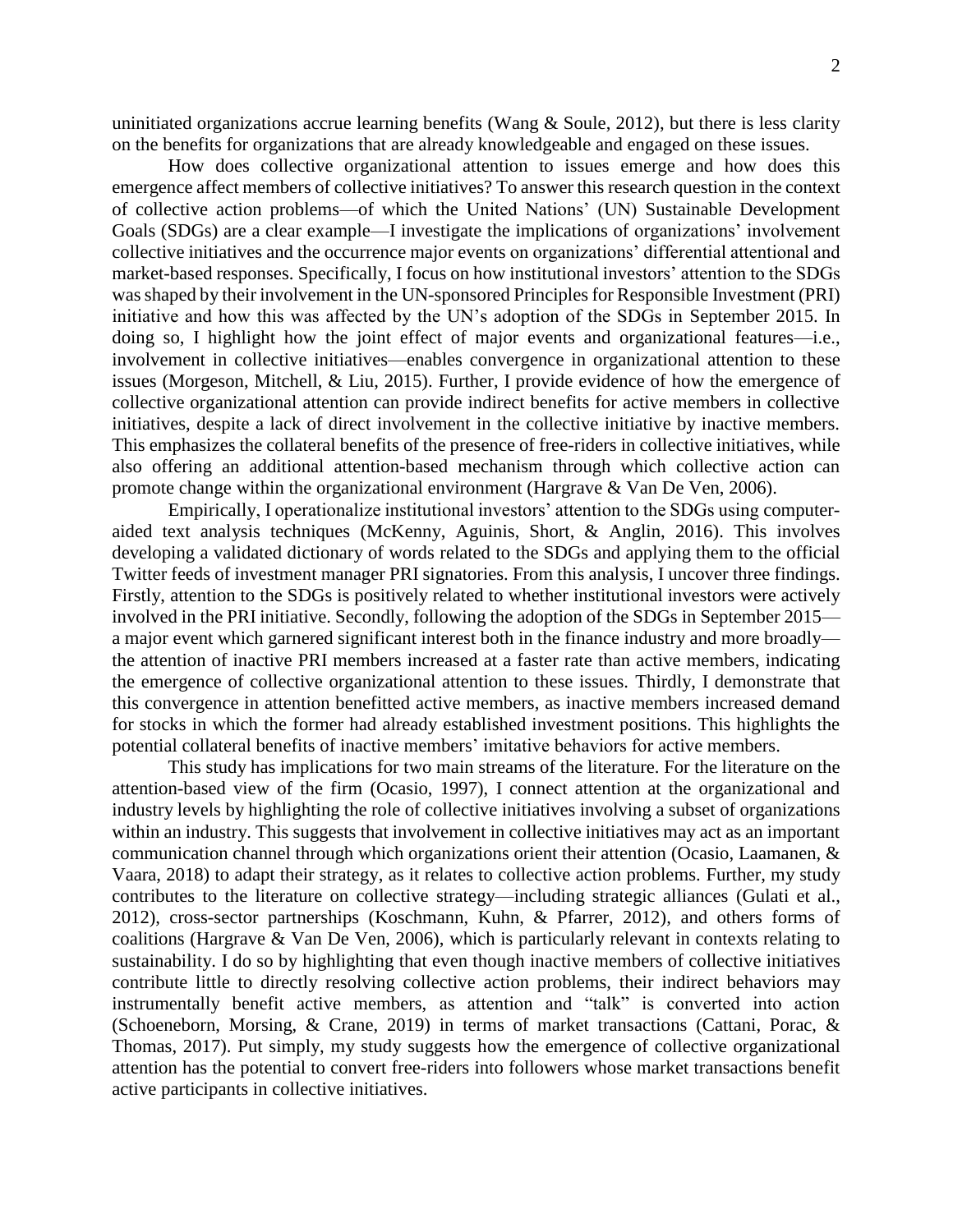uninitiated organizations accrue learning benefits (Wang & Soule, 2012), but there is less clarity on the benefits for organizations that are already knowledgeable and engaged on these issues.

How does collective organizational attention to issues emerge and how does this emergence affect members of collective initiatives? To answer this research question in the context of collective action problems—of which the United Nations' (UN) Sustainable Development Goals (SDGs) are a clear example—I investigate the implications of organizations' involvement collective initiatives and the occurrence major events on organizations' differential attentional and market-based responses. Specifically, I focus on how institutional investors' attention to the SDGs was shaped by their involvement in the UN-sponsored Principles for Responsible Investment (PRI) initiative and how this was affected by the UN's adoption of the SDGs in September 2015. In doing so, I highlight how the joint effect of major events and organizational features—i.e., involvement in collective initiatives—enables convergence in organizational attention to these issues (Morgeson, Mitchell, & Liu, 2015). Further, I provide evidence of how the emergence of collective organizational attention can provide indirect benefits for active members in collective initiatives, despite a lack of direct involvement in the collective initiative by inactive members. This emphasizes the collateral benefits of the presence of free-riders in collective initiatives, while also offering an additional attention-based mechanism through which collective action can promote change within the organizational environment (Hargrave & Van De Ven, 2006).

Empirically, I operationalize institutional investors' attention to the SDGs using computer-aided text analysis techniques (McKenny, Aguinis, Short, & Anglin, 2016). This involves developing a validated dictionary of words related to the SDGs and applying them to the official Twitter feeds of investment manager PRI signatories. From this analysis, I uncover three findings. Firstly, attention to the SDGs is positively related to whether institutional investors were actively involved in the PRI initiative. Secondly, following the adoption of the SDGs in September 2015—a major event which garnered significant interest both in the finance industry and more broadly—the attention of inactive PRI members increased at a faster rate than active members, indicating the emergence of collective organizational attention to these issues. Thirdly, I demonstrate that this convergence in attention benefitted active members, as inactive members increased demand for stocks in which the former had already established investment positions. This highlights the potential collateral benefits of inactive members' imitative behaviors for active members.

This study has implications for two main streams of the literature. For the literature on the attention-based view of the firm (Ocasio, 1997), I connect attention at the organizational and industry levels by highlighting the role of collective initiatives involving a subset of organizations within an industry. This suggests that involvement in collective initiatives may act as an important communication channel through which organizations orient their attention (Ocasio, Laamanen, & Vaara, 2018) to adapt their strategy, as it relates to collective action problems. Further, my study contributes to the literature on collective strategy—including strategic alliances (Gulati et al., 2012), cross-sector partnerships (Koschmann, Kuhn, & Pfarrer, 2012), and others forms of coalitions (Hargrave & Van De Ven, 2006), which is particularly relevant in contexts relating to sustainability. I do so by highlighting that even though inactive members of collective initiatives contribute little to directly resolving collective action problems, their indirect behaviors may instrumentally benefit active members, as attention and "talk" is converted into action (Schoeneborn, Morsing, & Crane, 2019) in terms of market transactions (Cattani, Porac, & Thomas, 2017). Put simply, my study suggests how the emergence of collective organizational attention has the potential to convert free-riders into followers whose market transactions benefit active participants in collective initiatives.